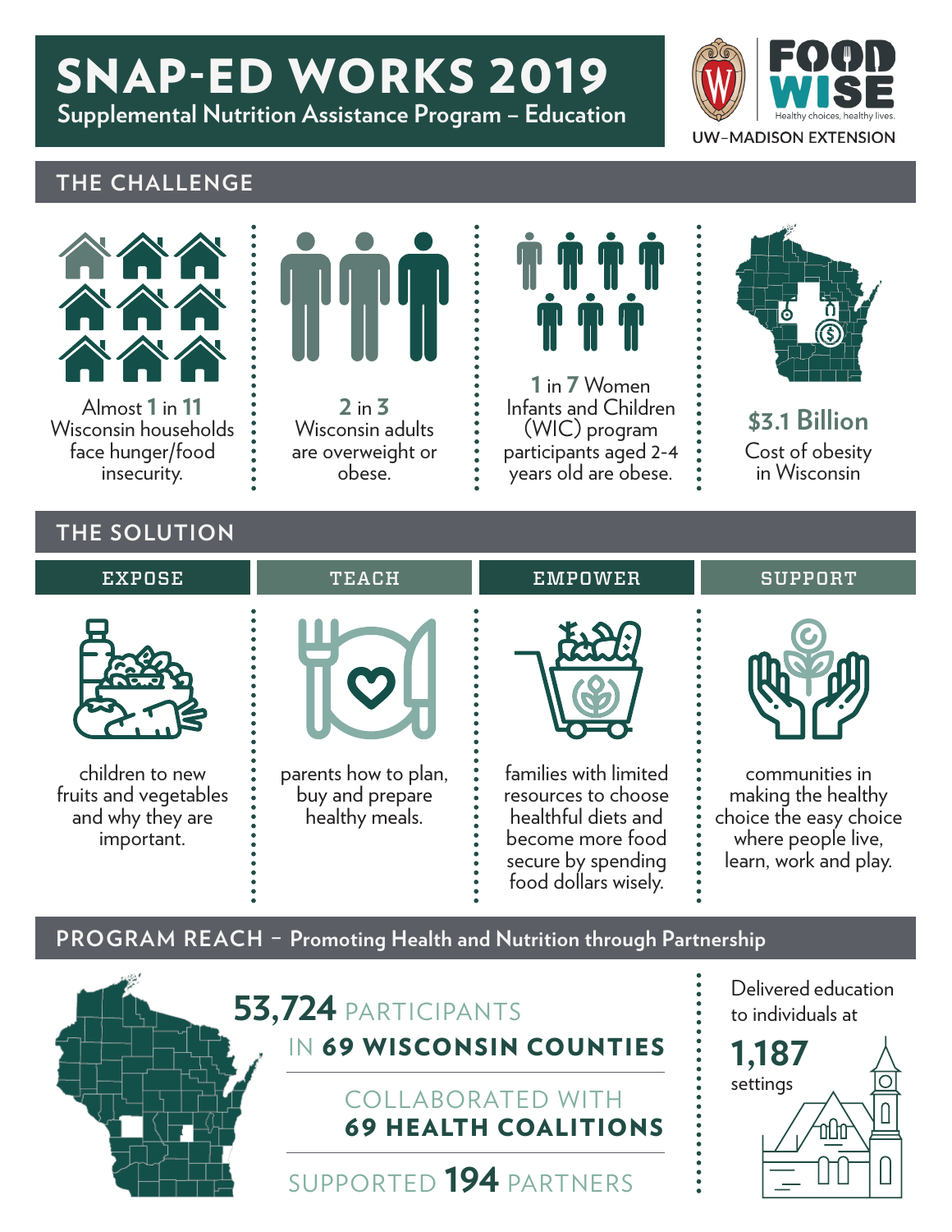# SNAP-ED WORKS 2019

**Supplemental Nutrition Assistance Program – Education**

FOOD WISE
Healthy choices, healthy lives.
UW–MADISON EXTENSION

## THE CHALLENGE

Almost **1** in **11** Wisconsin households face hunger/food insecurity.

**2** in **3** Wisconsin adults are overweight or obese.

**1** in **7** Women Infants and Children (WIC) program participants aged 2-4 years old are obese.

**$3.1 Billion** Cost of obesity in Wisconsin

## THE SOLUTION

### EXPOSE

children to new fruits and vegetables and why they are important.

### TEACH

parents how to plan, buy and prepare healthy meals.

### EMPOWER

families with limited resources to choose healthful diets and become more food secure by spending food dollars wisely.

### SUPPORT

communities in making the healthy choice the easy choice where people live, learn, work and play.

## PROGRAM REACH – Promoting Health and Nutrition through Partnership

**53,724** PARTICIPANTS IN **69 WISCONSIN COUNTIES**

COLLABORATED WITH **69 HEALTH COALITIONS**

SUPPORTED **194** PARTNERS

Delivered education to individuals at **1,187** settings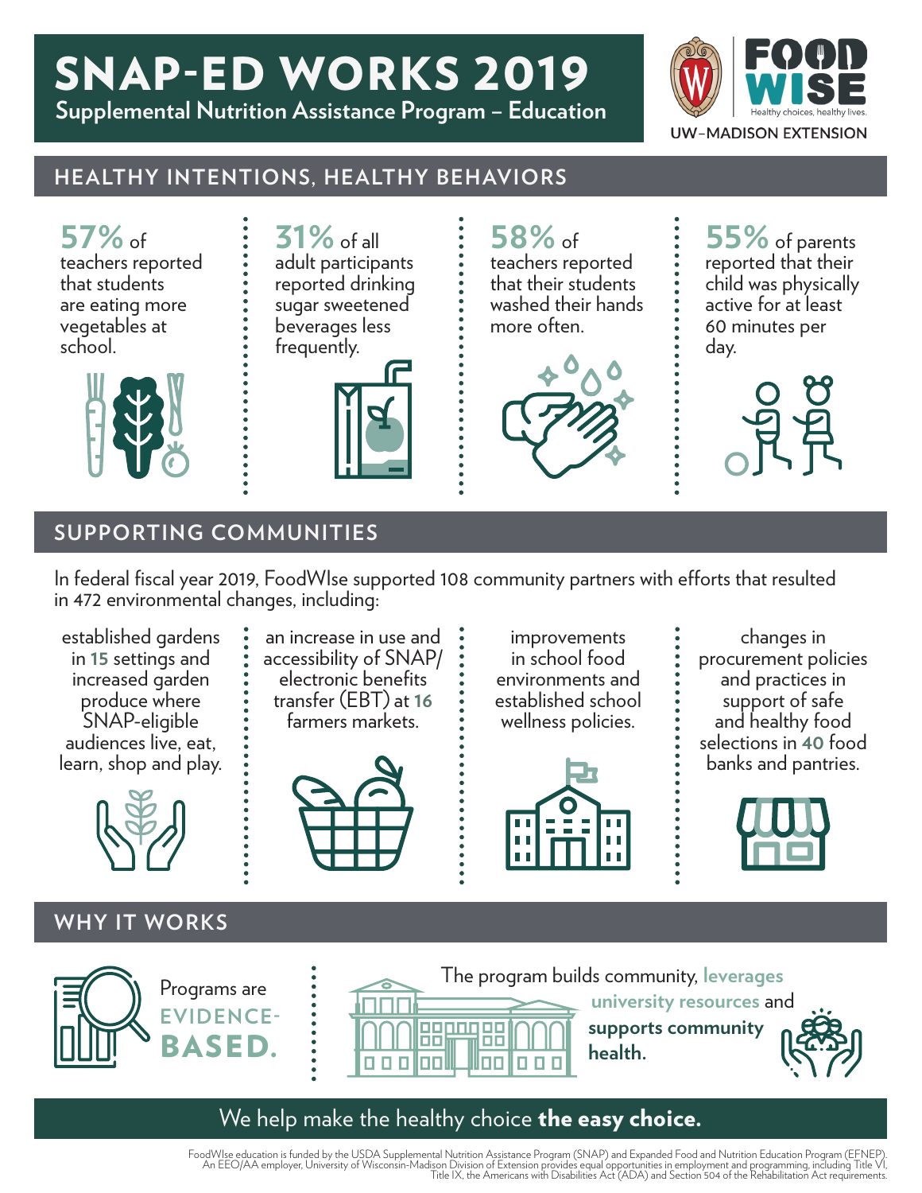# SNAP-ED WORKS 2019

Supplemental Nutrition Assistance Program – Education

FOOD WISE
Healthy choices, healthy lives.
UW–MADISON EXTENSION

## HEALTHY INTENTIONS, HEALTHY BEHAVIORS

**57%** of teachers reported that students are eating more vegetables at school.

**31%** of all adult participants reported drinking sugar sweetened beverages less frequently.

**58%** of teachers reported that their students washed their hands more often.

**55%** of parents reported that their child was physically active for at least 60 minutes per day.

## SUPPORTING COMMUNITIES

In federal fiscal year 2019, FoodWIse supported 108 community partners with efforts that resulted in 472 environmental changes, including:

- established gardens in **15** settings and increased garden produce where SNAP-eligible audiences live, eat, learn, shop and play.
- an increase in use and accessibility of SNAP/electronic benefits transfer (EBT) at **16** farmers markets.
- improvements in school food environments and established school wellness policies.
- changes in procurement policies and practices in support of safe and healthy food selections in **40** food banks and pantries.

## WHY IT WORKS

Programs are **EVIDENCE-BASED.**

The program builds community, **leverages university resources** and **supports community health.**

We help make the healthy choice **the easy choice.**

FoodWIse education is funded by the USDA Supplemental Nutrition Assistance Program (SNAP) and Expanded Food and Nutrition Education Program (EFNEP). An EEO/AA employer, University of Wisconsin-Madison Division of Extension provides equal opportunities in employment and programming, including Title VI, Title IX, the Americans with Disabilities Act (ADA) and Section 504 of the Rehabilitation Act requirements.